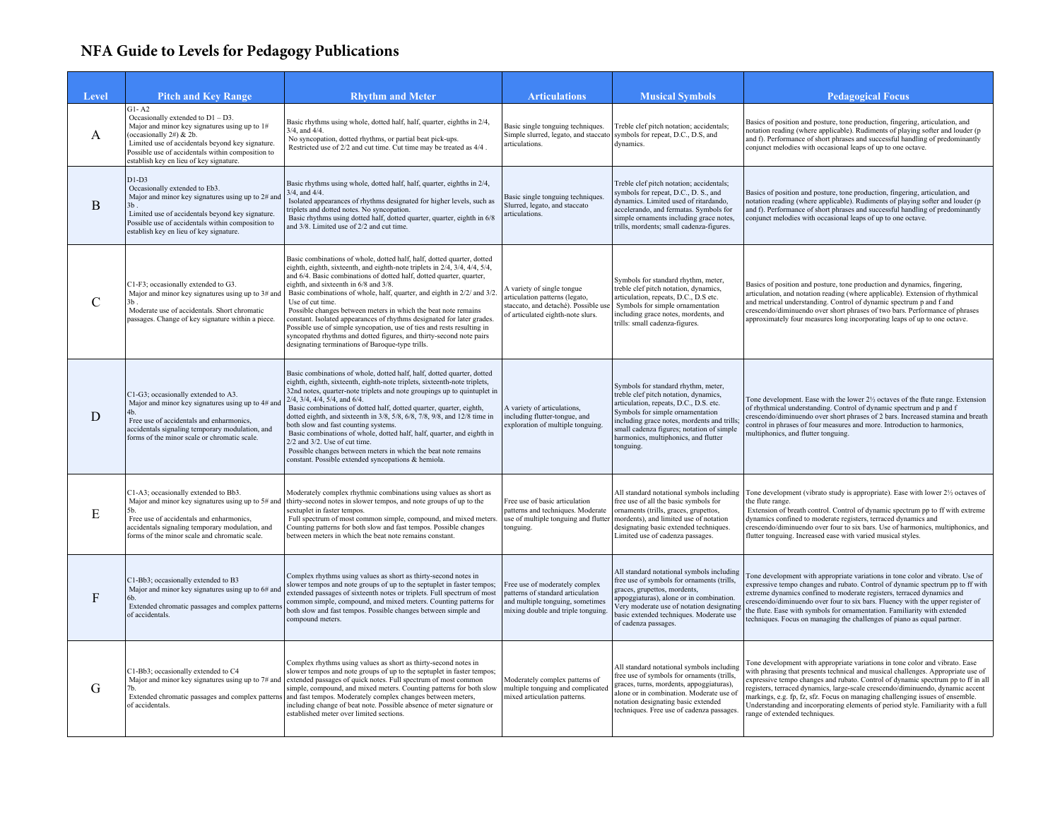# NFA Guide to Levels for Pedagogy Publications

| Level | Pitch and Key Range | Rhythm and Meter | Articulations | Musical Symbols | Pedagogical Focus |
|---|---|---|---|---|---|
| A | G1- A2<br>Occasionally extended to D1 – D3.<br>Major and minor key signatures using up to 1# (occasionally 2#) & 2b.<br>Limited use of accidentals beyond key signature. Possible use of accidentals within composition to establish key en lieu of key signature. | Basic rhythms using whole, dotted half, half, quarter, eighths in 2/4, 3/4, and 4/4.<br>No syncopation, dotted rhythms, or partial beat pick-ups.<br>Restricted use of 2/2 and cut time. Cut time may be treated as 4/4 . | Basic single tonguing techniques. Simple slurred, legato, and staccato articulations. | Treble clef pitch notation; accidentals; symbols for repeat, D.C., D.S, and dynamics. | Basics of position and posture, tone production, fingering, articulation, and notation reading (where applicable). Rudiments of playing softer and louder (p and f). Performance of short phrases and successful handling of predominantly conjunct melodies with occasional leaps of up to one octave. |
| B | D1-D3<br>Occasionally extended to Eb3.<br>Major and minor key signatures using up to 2# and 3b .<br>Limited use of accidentals beyond key signature. Possible use of accidentals within composition to establish key en lieu of key signature. | Basic rhythms using whole, dotted half, half, quarter, eighths in 2/4, 3/4, and 4/4.<br>Isolated appearances of rhythms designated for higher levels, such as triplets and dotted notes. No syncopation.<br>Basic rhythms using dotted half, dotted quarter, quarter, eighth in 6/8 and 3/8. Limited use of 2/2 and cut time. | Basic single tonguing techniques. Slurred, legato, and staccato articulations. | Treble clef pitch notation; accidentals; symbols for repeat, D.C., D. S., and dynamics. Limited use of ritardando, accelerando, and fermatas. Symbols for simple ornaments including grace notes, trills, mordents; small cadenza-figures. | Basics of position and posture, tone production, fingering, articulation, and notation reading (where applicable). Rudiments of playing softer and louder (p and f). Performance of short phrases and successful handling of predominantly conjunct melodies with occasional leaps of up to one octave. |
| C | C1-F3; occasionally extended to G3.<br>Major and minor key signatures using up to 3# and 3b .<br>Moderate use of accidentals. Short chromatic passages. Change of key signature within a piece. | Basic combinations of whole, dotted half, half, dotted quarter, dotted eighth, eighth, sixteenth, and eighth-note triplets in 2/4, 3/4, 4/4, 5/4, and 6/4. Basic combinations of dotted half, dotted quarter, quarter, eighth, and sixteenth in 6/8 and 3/8.<br>Basic combinations of whole, half, quarter, and eighth in 2/2/ and 3/2. Use of cut time.<br>Possible changes between meters in which the beat note remains constant. Isolated appearances of rhythms designated for later grades. Possible use of simple syncopation, use of ties and rests resulting in syncopated rhythms and dotted figures, and thirty-second note pairs designating terminations of Baroque-type trills. | A variety of single tongue articulation patterns (legato, staccato, and detaché). Possible use of articulated eighth-note slurs. | Symbols for standard rhythm, meter, treble clef pitch notation, dynamics, articulation, repeats, D.C., D.S etc.<br>Symbols for simple ornamentation including grace notes, mordents, and trills: small cadenza-figures. | Basics of position and posture, tone production and dynamics, fingering, articulation, and notation reading (where applicable). Extension of rhythmical and metrical understanding. Control of dynamic spectrum p and f and crescendo/diminuendo over short phrases of two bars. Performance of phrases approximately four measures long incorporating leaps of up to one octave. |
| D | C1-G3; occasionally extended to A3.<br>Major and minor key signatures using up to 4# and 4b.<br>Free use of accidentals and enharmonics, accidentals signaling temporary modulation, and forms of the minor scale or chromatic scale. | Basic combinations of whole, dotted half, half, dotted quarter, dotted eighth, eighth, sixteenth, eighth-note triplets, sixteenth-note triplets, 32nd notes, quarter-note triplets and note groupings up to quintuplet in 2/4, 3/4, 4/4, 5/4, and 6/4.<br>Basic combinations of dotted half, dotted quarter, quarter, eighth, dotted eighth, and sixteenth in 3/8, 5/8, 6/8, 7/8, 9/8, and 12/8 time in both slow and fast counting systems.<br>Basic combinations of whole, dotted half, half, quarter, and eighth in 2/2 and 3/2. Use of cut time.<br>Possible changes between meters in which the beat note remains constant. Possible extended syncopations & hemiola. | A variety of articulations, including flutter-tongue, and exploration of multiple tonguing. | Symbols for standard rhythm, meter, treble clef pitch notation, dynamics, articulation, repeats, D.C., D.S. etc. Symbols for simple ornamentation including grace notes, mordents and trills; small cadenza figures; notation of simple harmonics, multiphonics, and flutter tonguing. | Tone development. Ease with the lower 2½ octaves of the flute range. Extension of rhythmical understanding. Control of dynamic spectrum and p and f crescendo/diminuendo over short phrases of 2 bars. Increased stamina and breath control in phrases of four measures and more. Introduction to harmonics, multiphonics, and flutter tonguing. |
| E | C1-A3; occasionally extended to Bb3.<br>Major and minor key signatures using up to 5# and 5b.<br>Free use of accidentals and enharmonics, accidentals signaling temporary modulation, and forms of the minor scale and chromatic scale. | Moderately complex rhythmic combinations using values as short as thirty-second notes in slower tempos, and note groups of up to the sextuplet in faster tempos.<br>Full spectrum of most common simple, compound, and mixed meters. Counting patterns for both slow and fast tempos. Possible changes between meters in which the beat note remains constant. | Free use of basic articulation patterns and techniques. Moderate use of multiple tonguing and flutter tonguing. | All standard notational symbols including free use of all the basic symbols for ornaments (trills, graces, grupettos, mordents), and limited use of notation designating basic extended techniques. Limited use of cadenza passages. | Tone development (vibrato study is appropriate). Ease with lower 2½ octaves of the flute range.<br>Extension of breath control. Control of dynamic spectrum pp to ff with extreme dynamics confined to moderate registers, terraced dynamics and crescendo/diminuendo over four to six bars. Use of harmonics, multiphonics, and flutter tonguing. Increased ease with varied musical styles. |
| F | C1-Bb3; occasionally extended to B3<br>Major and minor key signatures using up to 6# and 6b.<br>Extended chromatic passages and complex patterns of accidentals. | Complex rhythms using values as short as thirty-second notes in slower tempos and note groups of up to the septuplet in faster tempos; extended passages of sixteenth notes or triplets. Full spectrum of most common simple, compound, and mixed meters. Counting patterns for both slow and fast tempos. Possible changes between simple and compound meters. | Free use of moderately complex patterns of standard articulation and multiple tonguing, sometimes mixing double and triple tonguing. | All standard notational symbols including free use of symbols for ornaments (trills, graces, grupettos, mordents, appoggiaturas), alone or in combination. Very moderate use of notation designating basic extended techniques. Moderate use of cadenza passages. | Tone development with appropriate variations in tone color and vibrato. Use of expressive tempo changes and rubato. Control of dynamic spectrum pp to ff with extreme dynamics confined to moderate registers, terraced dynamics and crescendo/diminuendo over four to six bars. Increased ease with the upper register of the flute. Ease with symbols for ornamentation. Familiarity with extended techniques. Focus on managing the challenges of piano as equal partner. |
| G | C1-Bb3; occasionally extended to C4<br>Major and minor key signatures using up to 7# and 7b.<br>Extended chromatic passages and complex patterns of accidentals. | Complex rhythms using values as short as thirty-second notes in slower tempos and note groups of up to the septuplet in faster tempos; extended passages of quick notes. Full spectrum of most common simple, compound, and mixed meters. Counting patterns for both slow and fast tempos. Moderately complex changes between meters, including change of beat note. Possible absence of meter signature or established meter over limited sections. | Moderately complex patterns of multiple tonguing and complicated mixed articulation patterns. | All standard notational symbols including free use of symbols for ornaments (trills, graces, turns, mordents, appoggiaturas), alone or in combination. Moderate use of notation designating basic extended techniques. Free use of cadenza passages. | Tone development with appropriate variations in tone color and vibrato. Ease with phrasing that presents technical and musical challenges. Appropriate use of expressive tempo changes and rubato. Control of dynamic spectrum pp to ff in all registers, terraced dynamics, large-scale crescendo/diminuendo, dynamic accent markings, e.g. fp, fz, sfz. Focus on managing challenging issues of ensemble. Understanding and incorporating elements of period style. Familiarity with a full range of extended techniques. |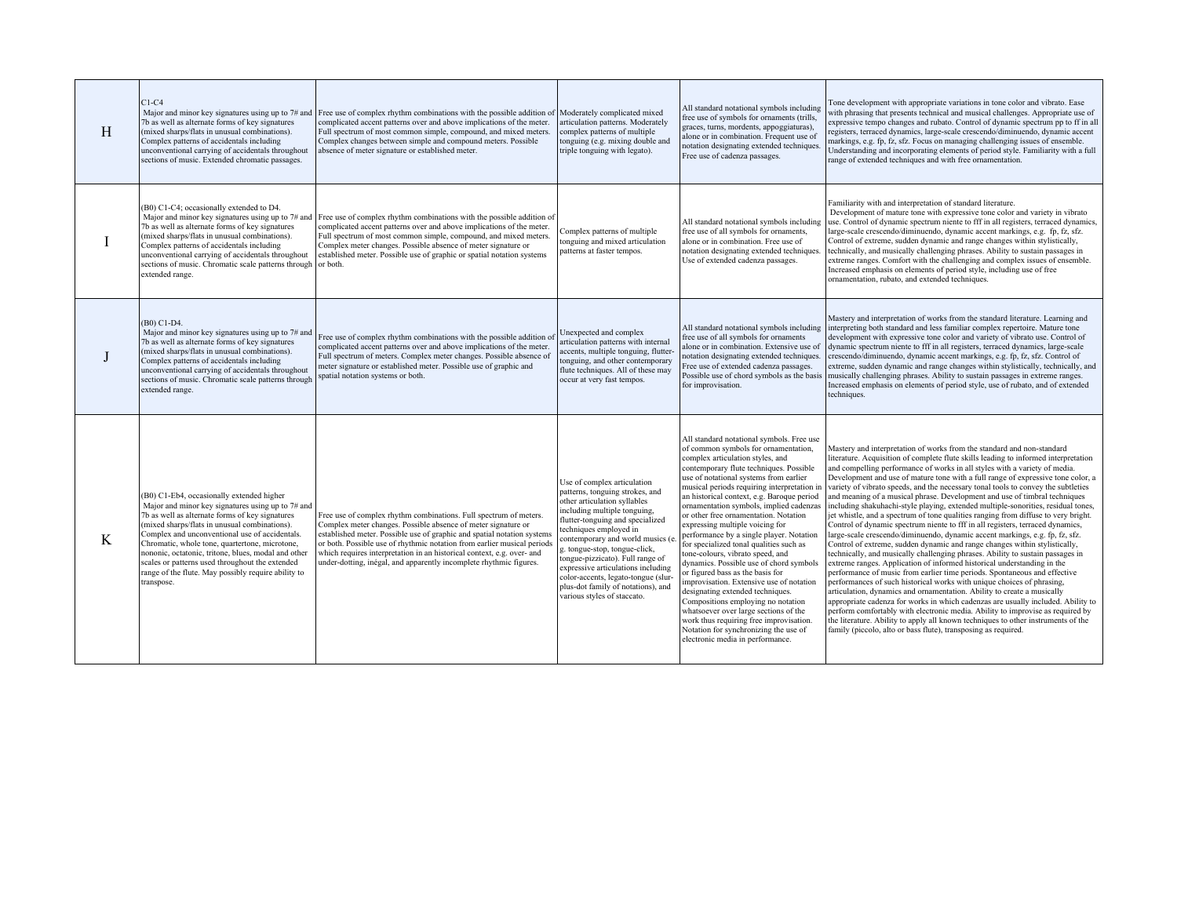| | | | | | |
|---|---|---|---|---|---|
| H | C1-C4<br>Major and minor key signatures using up to 7# and 7b as well as alternate forms of key signatures (mixed sharps/flats in unusual combinations). Complex patterns of accidentals including unconventional carrying of accidentals throughout sections of music. Extended chromatic passages. | Free use of complex rhythm combinations with the possible addition of complicated accent patterns over and above implications of the meter. Full spectrum of most common simple, compound, and mixed meters. Complex changes between simple and compound meters. Possible absence of meter signature or established meter. | Moderately complicated mixed articulation patterns. Moderately complex patterns of multiple tonguing (e.g. mixing double and triple tonguing with legato). | All standard notational symbols including free use of symbols for ornaments (trills, graces, turns, mordents, appoggiaturas), alone or in combination. Frequent use of notation designating extended techniques. Free use of cadenza passages. | Tone development with appropriate variations in tone color and vibrato. Ease with phrasing that presents technical and musical challenges. Appropriate use of expressive tempo changes and rubato. Control of dynamic spectrum pp to ff in all registers, terraced dynamics, large-scale crescendo/diminuendo, dynamic accent markings, e.g. fp, fz, sfz. Focus on managing challenging issues of ensemble. Understanding and incorporating elements of period style. Familiarity with a full range of extended techniques and with free ornamentation. |
| I | (B0) C1-C4; occasionally extended to D4.<br>Major and minor key signatures using up to 7# and 7b as well as alternate forms of key signatures (mixed sharps/flats in unusual combinations). Complex patterns of accidentals including unconventional carrying of accidentals throughout sections of music. Chromatic scale patterns through extended range. | Free use of complex rhythm combinations with the possible addition of complicated accent patterns over and above implications of the meter. Full spectrum of most common simple, compound, and mixed meters. Complex meter changes. Possible absence of meter signature or established meter. Possible use of graphic or spatial notation systems or both. | Complex patterns of multiple tonguing and mixed articulation patterns at faster tempos. | All standard notational symbols including free use of all symbols for ornaments, alone or in combination. Free use of notation designating extended techniques. Use of extended cadenza passages. | Familiarity with and interpretation of standard literature.<br>Development of mature tone with expressive tone color and variety in vibrato use. Control of dynamic spectrum niente to fff in all registers, terraced dynamics, large-scale crescendo/diminuendo, dynamic accent markings, e.g. fp, fz, sfz. Control of extreme, sudden dynamic and range changes within stylistically, technically, and musically challenging phrases. Ability to sustain passages in extreme ranges. Comfort with the challenging and complex issues of ensemble. Increased emphasis on elements of period style, including use of free ornamentation, rubato, and extended techniques. |
| J | (B0) C1-D4.<br>Major and minor key signatures using up to 7# and 7b as well as alternate forms of key signatures (mixed sharps/flats in unusual combinations). Complex patterns of accidentals including unconventional carrying of accidentals throughout sections of music. Chromatic scale patterns through extended range. | Free use of complex rhythm combinations with the possible addition of complicated accent patterns over and above implications of the meter. Full spectrum of meters. Complex meter changes. Possible absence of meter signature or established meter. Possible use of graphic and spatial notation systems or both. | Unexpected and complex articulation patterns with internal accents, multiple tonguing, flutter-tonguing, and other contemporary flute techniques. All of these may occur at very fast tempos. | All standard notational symbols including free use of all symbols for ornaments alone or in combination. Extensive use of notation designating extended techniques. Free use of extended cadenza passages. Possible use of chord symbols as the basis for improvisation. | Mastery and interpretation of works from the standard literature. Learning and interpreting both standard and less familiar complex repertoire. Mature tone development with expressive tone color and variety of vibrato use. Control of dynamic spectrum niente to fff in all registers, terraced dynamics, large-scale crescendo/diminuendo, dynamic accent markings, e.g. fp, fz, sfz. Control of extreme, sudden dynamic and range changes within stylistically, technically, and musically challenging phrases. Ability to sustain passages in extreme ranges. Increased emphasis on elements of period style, use of rubato, and of extended techniques. |
| K | (B0) C1-Eb4, occasionally extended higher<br>Major and minor key signatures using up to 7# and 7b as well as alternate forms of key signatures (mixed sharps/flats in unusual combinations). Complex and unconventional use of accidentals. Chromatic, whole tone, quartertone, microtone, nononic, octatonic, tritone, blues, modal and other scales or patterns used throughout the extended range of the flute. May possibly require ability to transpose. | Free use of complex rhythm combinations. Full spectrum of meters. Complex meter changes. Possible absence of meter signature or established meter. Possible use of graphic and spatial notation systems or both. Possible use of rhythmic notation from earlier musical periods which requires interpretation in an historical context, e.g. over- and under-dotting, inégal, and apparently incomplete rhythmic figures. | Use of complex articulation patterns, tonguing strokes, and other articulation syllables including multiple tonguing, flutter-tonguing and specialized techniques employed in contemporary and world musics (e. g. tongue-stop, tongue-click, tongue-pizzicato). Full range of expressive articulations including color-accents, legato-tongue (slur-plus-dot family of notations), and various styles of staccato. | All standard notational symbols. Free use of common symbols for ornamentation, complex articulation styles, and contemporary flute techniques. Possible use of notational systems from earlier musical periods requiring interpretation in an historical context, e.g. Baroque period ornamentation symbols, implied cadenzas or other free ornamentation. Notation expressing multiple voicing for performance by a single player. Notation for specialized tonal qualities such as tone-colours, vibrato speed, and dynamics. Possible use of chord symbols or figured bass as the basis for improvisation. Extensive use of notation designating extended techniques. Compositions employing no notation whatsoever over large sections of the work thus requiring free improvisation. Notation for synchronizing the use of electronic media in performance. | Mastery and interpretation of works from the standard and non-standard literature. Acquisition of complete flute skills leading to informed interpretation and compelling performance of works in all styles with a variety of media. Development and use of mature tone with a full range of expressive tone color, a variety of vibrato speeds, and the necessary tonal tools to convey the subtleties and meaning of a musical phrase. Development and use of timbral techniques including shakuhachi-style playing, extended multiple-sonorities, residual tones, jet whistle, and a spectrum of tone qualities ranging from diffuse to very bright. Control of dynamic spectrum niente to fff in all registers, terraced dynamics, large-scale crescendo/diminuendo, dynamic accent markings, e.g. fp, fz, sfz. Control of extreme, sudden dynamic and range changes within stylistically, technically, and musically challenging phrases. Ability to sustain passages in extreme ranges. Application of informed historical understanding in the performance of music from earlier time periods. Spontaneous and effective performances of such historical works with unique choices of phrasing, articulation, dynamics and ornamentation. Ability to create a musically appropriate cadenza for works in which cadenzas are usually included. Ability to perform comfortably with electronic media. Ability to improvise as required by the literature. Ability to apply all known techniques to other instruments of the family (piccolo, alto or bass flute), transposing as required. |